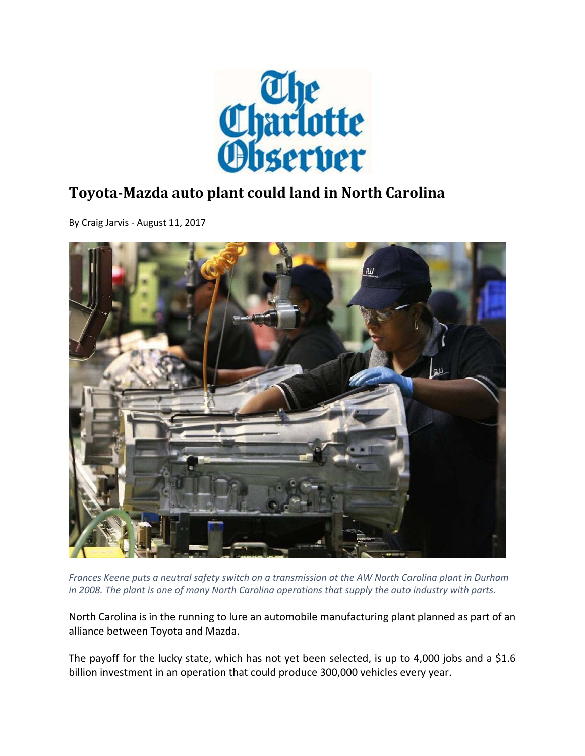The Charlotte Observer

# Toyota-Mazda auto plant could land in North Carolina

By Craig Jarvis - August 11, 2017

*Frances Keene puts a neutral safety switch on a transmission at the AW North Carolina plant in Durham in 2008. The plant is one of many North Carolina operations that supply the auto industry with parts.*

North Carolina is in the running to lure an automobile manufacturing plant planned as part of an alliance between Toyota and Mazda.

The payoff for the lucky state, which has not yet been selected, is up to 4,000 jobs and a $1.6 billion investment in an operation that could produce 300,000 vehicles every year.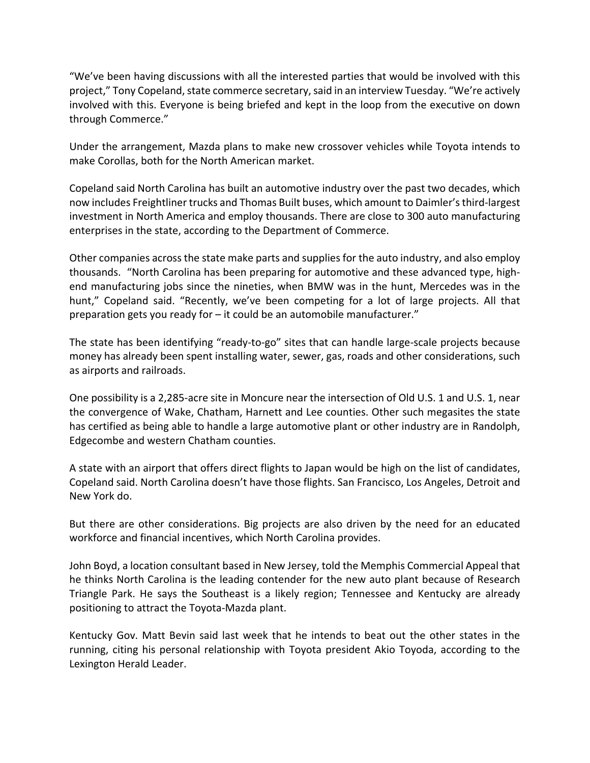"We've been having discussions with all the interested parties that would be involved with this project," Tony Copeland, state commerce secretary, said in an interview Tuesday. "We're actively involved with this. Everyone is being briefed and kept in the loop from the executive on down through Commerce."

Under the arrangement, Mazda plans to make new crossover vehicles while Toyota intends to make Corollas, both for the North American market.

Copeland said North Carolina has built an automotive industry over the past two decades, which now includes Freightliner trucks and Thomas Built buses, which amount to Daimler's third-largest investment in North America and employ thousands. There are close to 300 auto manufacturing enterprises in the state, according to the Department of Commerce.

Other companies across the state make parts and supplies for the auto industry, and also employ thousands. "North Carolina has been preparing for automotive and these advanced type, high-end manufacturing jobs since the nineties, when BMW was in the hunt, Mercedes was in the hunt," Copeland said. "Recently, we've been competing for a lot of large projects. All that preparation gets you ready for – it could be an automobile manufacturer."

The state has been identifying "ready-to-go" sites that can handle large-scale projects because money has already been spent installing water, sewer, gas, roads and other considerations, such as airports and railroads.

One possibility is a 2,285-acre site in Moncure near the intersection of Old U.S. 1 and U.S. 1, near the convergence of Wake, Chatham, Harnett and Lee counties. Other such megasites the state has certified as being able to handle a large automotive plant or other industry are in Randolph, Edgecombe and western Chatham counties.

A state with an airport that offers direct flights to Japan would be high on the list of candidates, Copeland said. North Carolina doesn't have those flights. San Francisco, Los Angeles, Detroit and New York do.

But there are other considerations. Big projects are also driven by the need for an educated workforce and financial incentives, which North Carolina provides.

John Boyd, a location consultant based in New Jersey, told the Memphis Commercial Appeal that he thinks North Carolina is the leading contender for the new auto plant because of Research Triangle Park. He says the Southeast is a likely region; Tennessee and Kentucky are already positioning to attract the Toyota-Mazda plant.

Kentucky Gov. Matt Bevin said last week that he intends to beat out the other states in the running, citing his personal relationship with Toyota president Akio Toyoda, according to the Lexington Herald Leader.